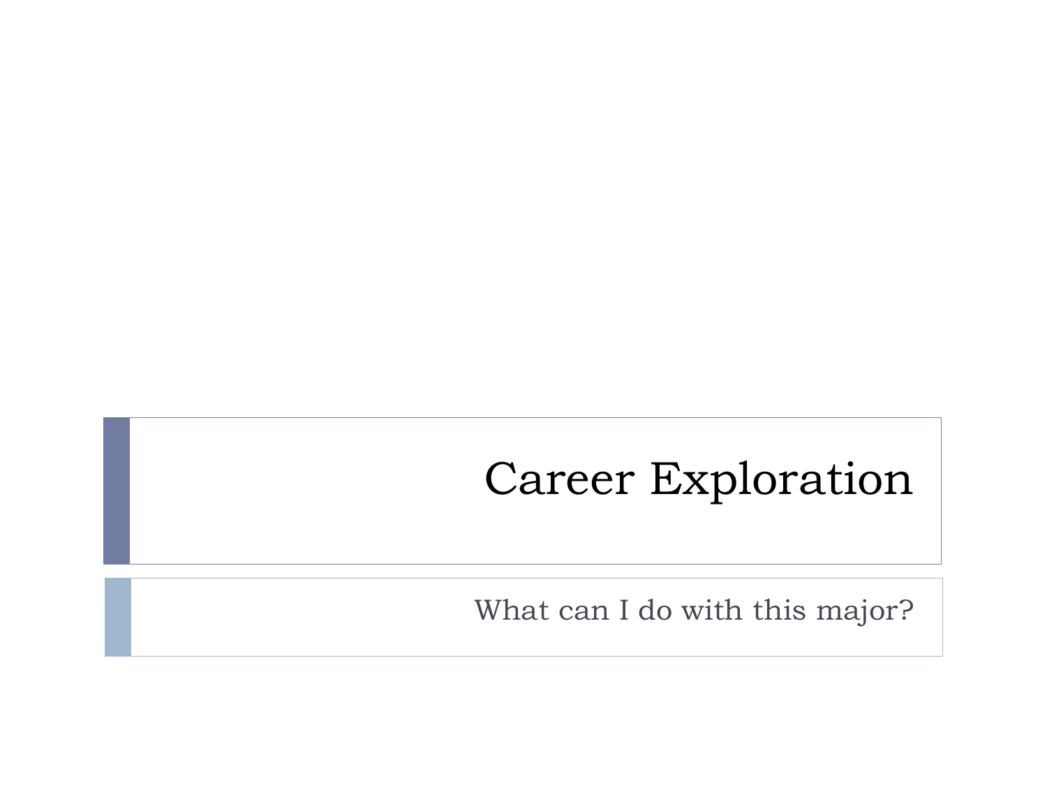# Career Exploration

What can I do with this major?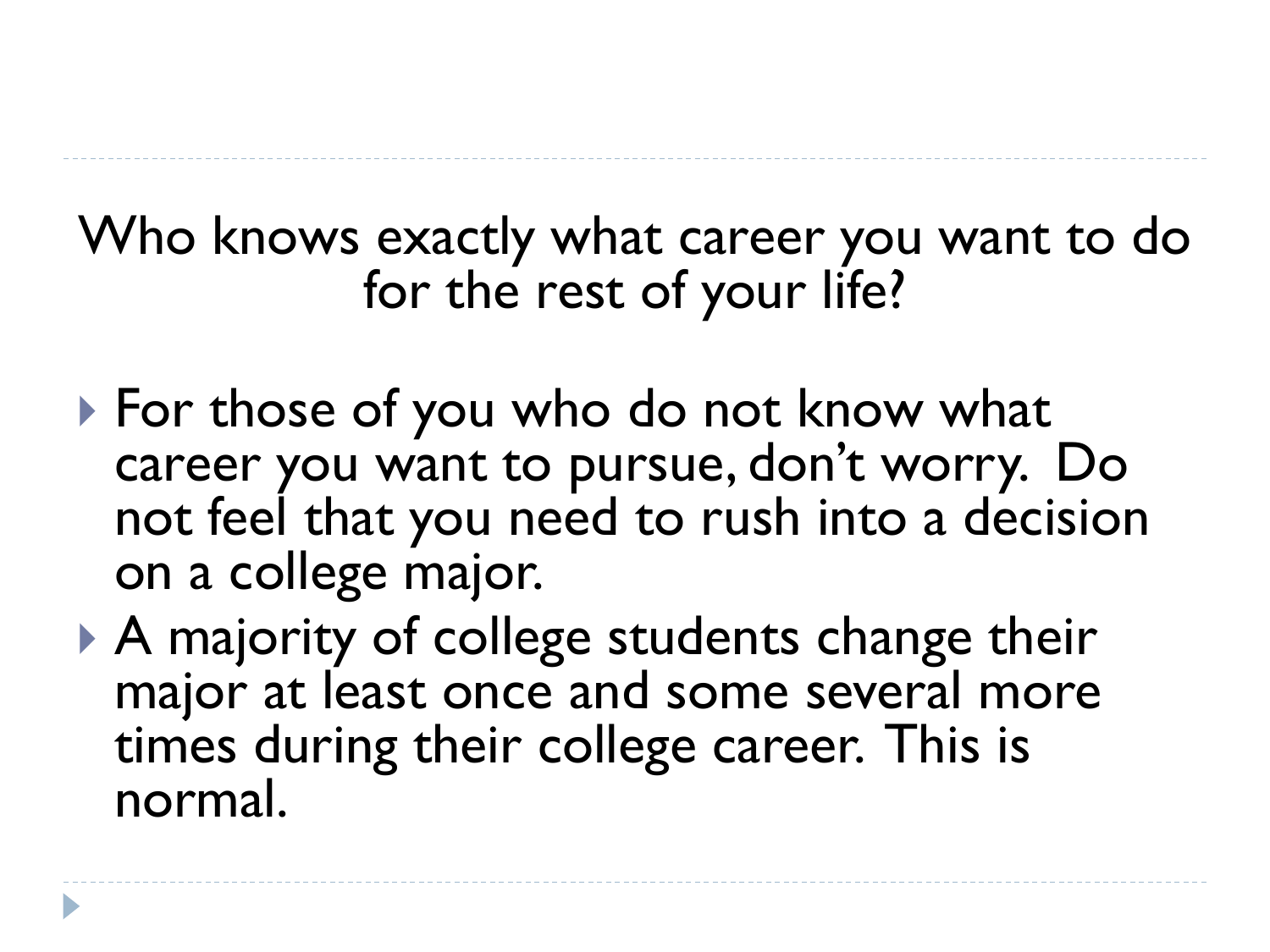Who knows exactly what career you want to do for the rest of your life?

- For those of you who do not know what career you want to pursue, don't worry. Do not feel that you need to rush into a decision on a college major.
- A majority of college students change their major at least once and some several more times during their college career. This is normal.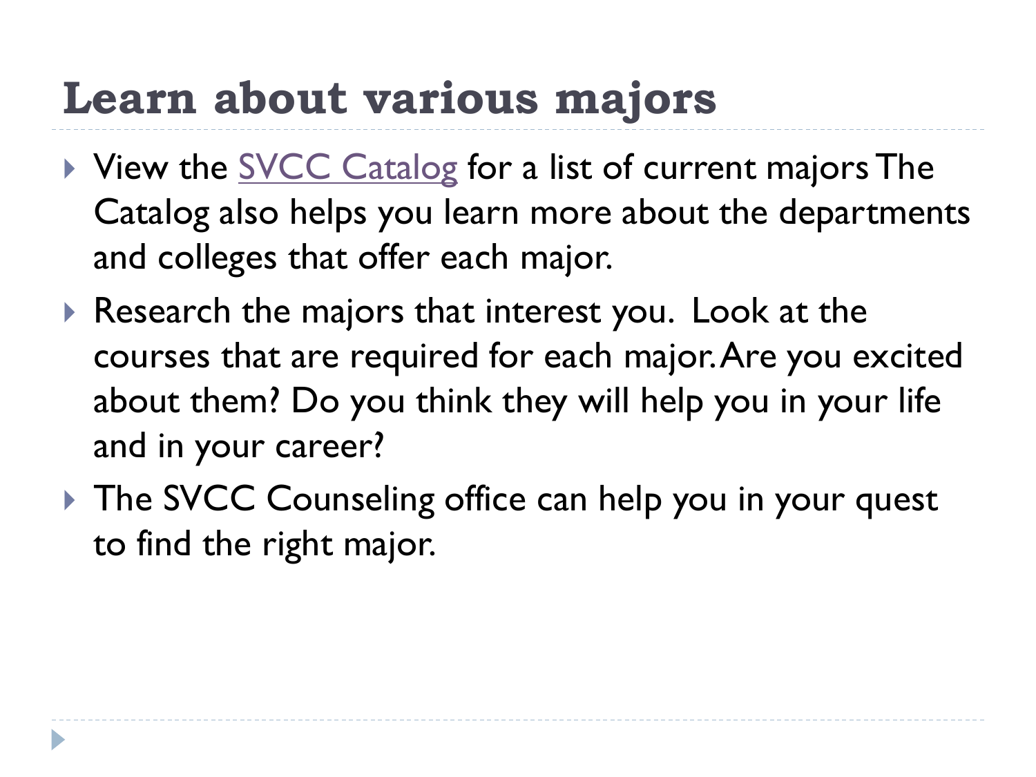# Learn about various majors

- View the SVCC Catalog for a list of current majors The Catalog also helps you learn more about the departments and colleges that offer each major.
- Research the majors that interest you. Look at the courses that are required for each major. Are you excited about them? Do you think they will help you in your life and in your career?
- The SVCC Counseling office can help you in your quest to find the right major.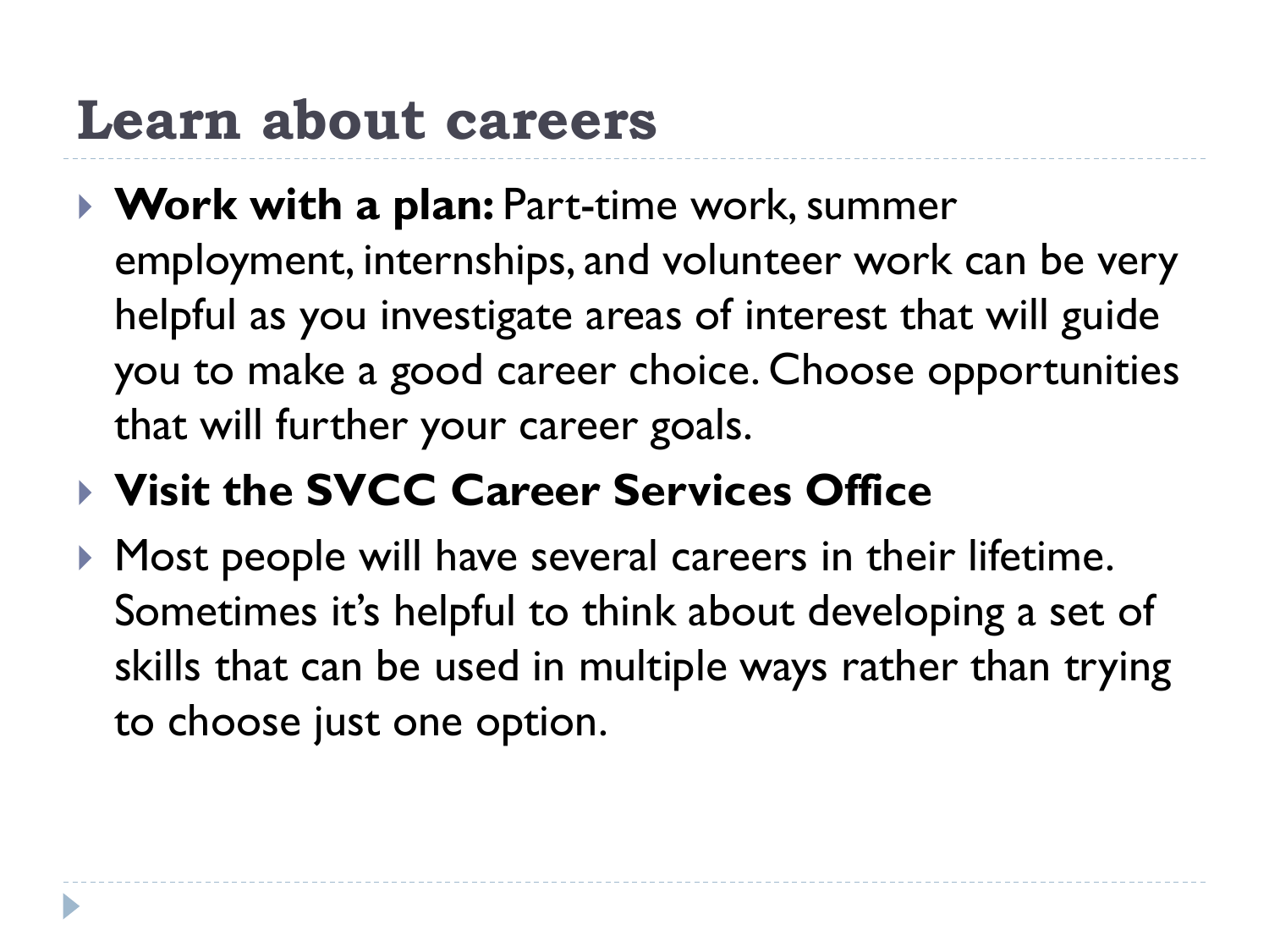# Learn about careers

- **Work with a plan:** Part-time work, summer employment, internships, and volunteer work can be very helpful as you investigate areas of interest that will guide you to make a good career choice. Choose opportunities that will further your career goals.
- **Visit the SVCC Career Services Office**
- Most people will have several careers in their lifetime. Sometimes it's helpful to think about developing a set of skills that can be used in multiple ways rather than trying to choose just one option.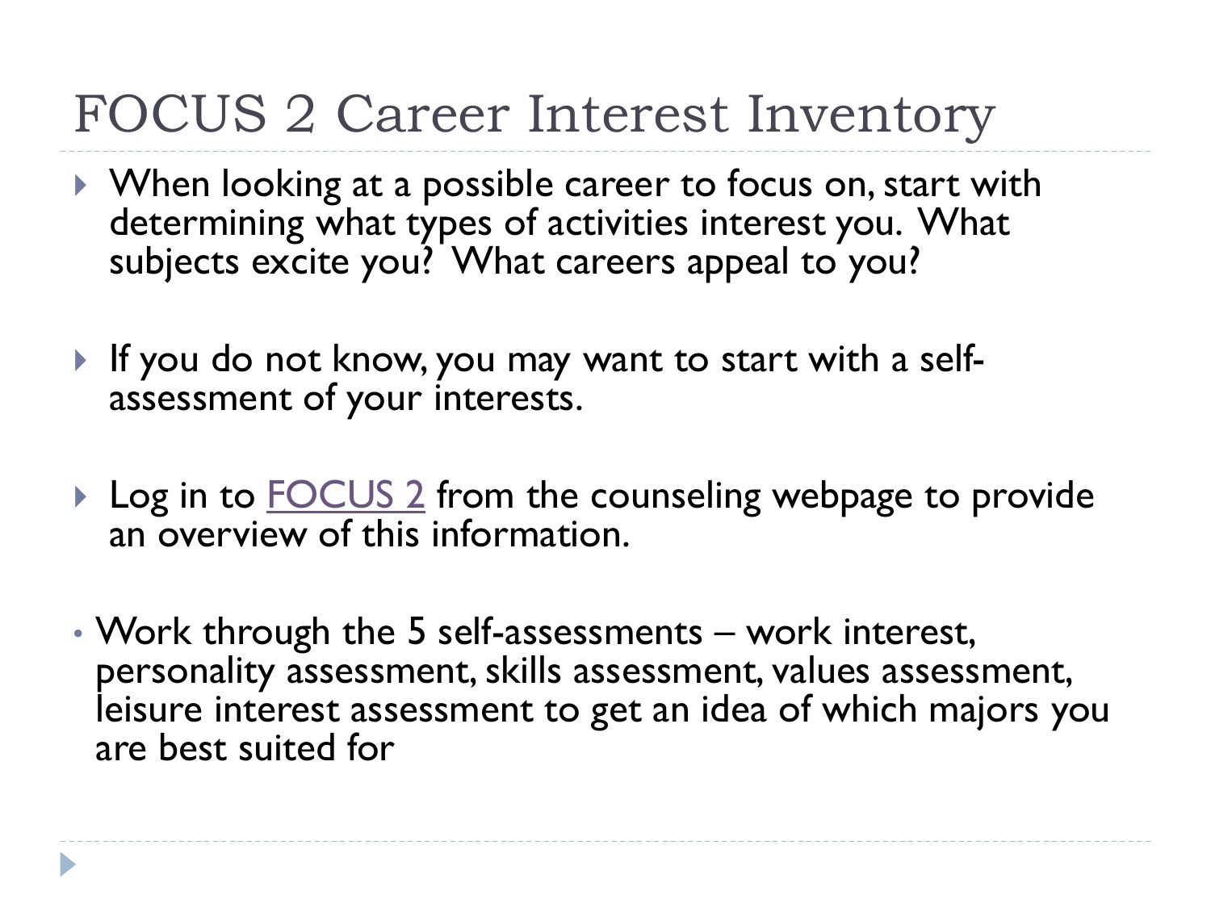# FOCUS 2 Career Interest Inventory

- When looking at a possible career to focus on, start with determining what types of activities interest you. What subjects excite you? What careers appeal to you?

- If you do not know, you may want to start with a self-assessment of your interests.

- Log in to FOCUS 2 from the counseling webpage to provide an overview of this information.

- Work through the 5 self-assessments – work interest, personality assessment, skills assessment, values assessment, leisure interest assessment to get an idea of which majors you are best suited for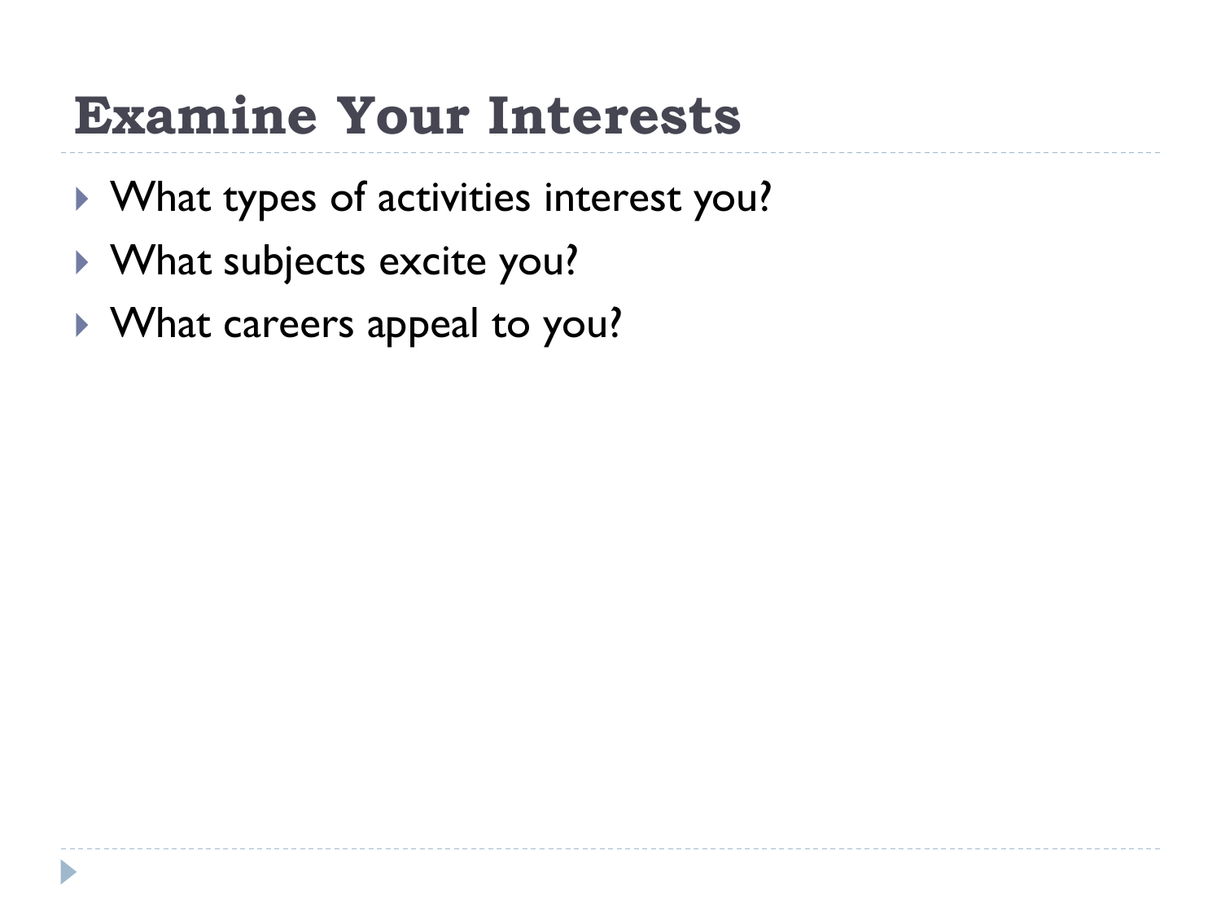# Examine Your Interests

- What types of activities interest you?
- What subjects excite you?
- What careers appeal to you?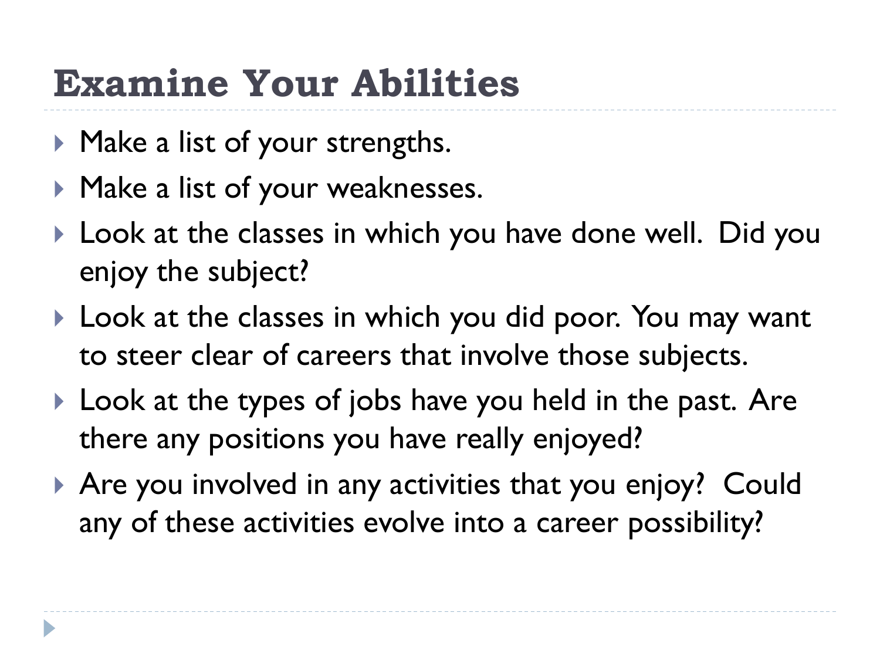# Examine Your Abilities

- Make a list of your strengths.
- Make a list of your weaknesses.
- Look at the classes in which you have done well. Did you enjoy the subject?
- Look at the classes in which you did poor. You may want to steer clear of careers that involve those subjects.
- Look at the types of jobs have you held in the past. Are there any positions you have really enjoyed?
- Are you involved in any activities that you enjoy? Could any of these activities evolve into a career possibility?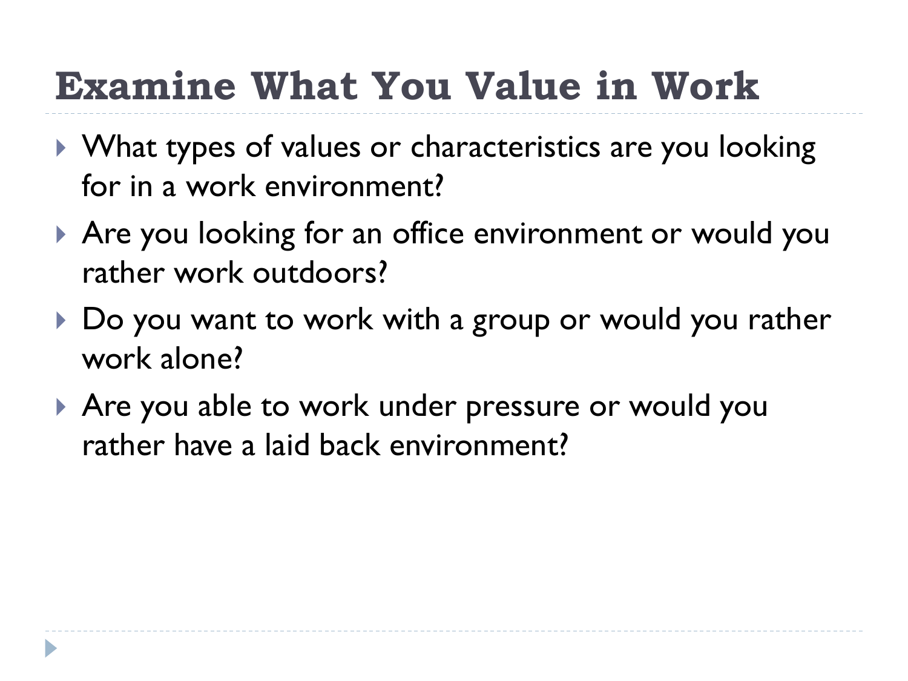# Examine What You Value in Work

- What types of values or characteristics are you looking for in a work environment?
- Are you looking for an office environment or would you rather work outdoors?
- Do you want to work with a group or would you rather work alone?
- Are you able to work under pressure or would you rather have a laid back environment?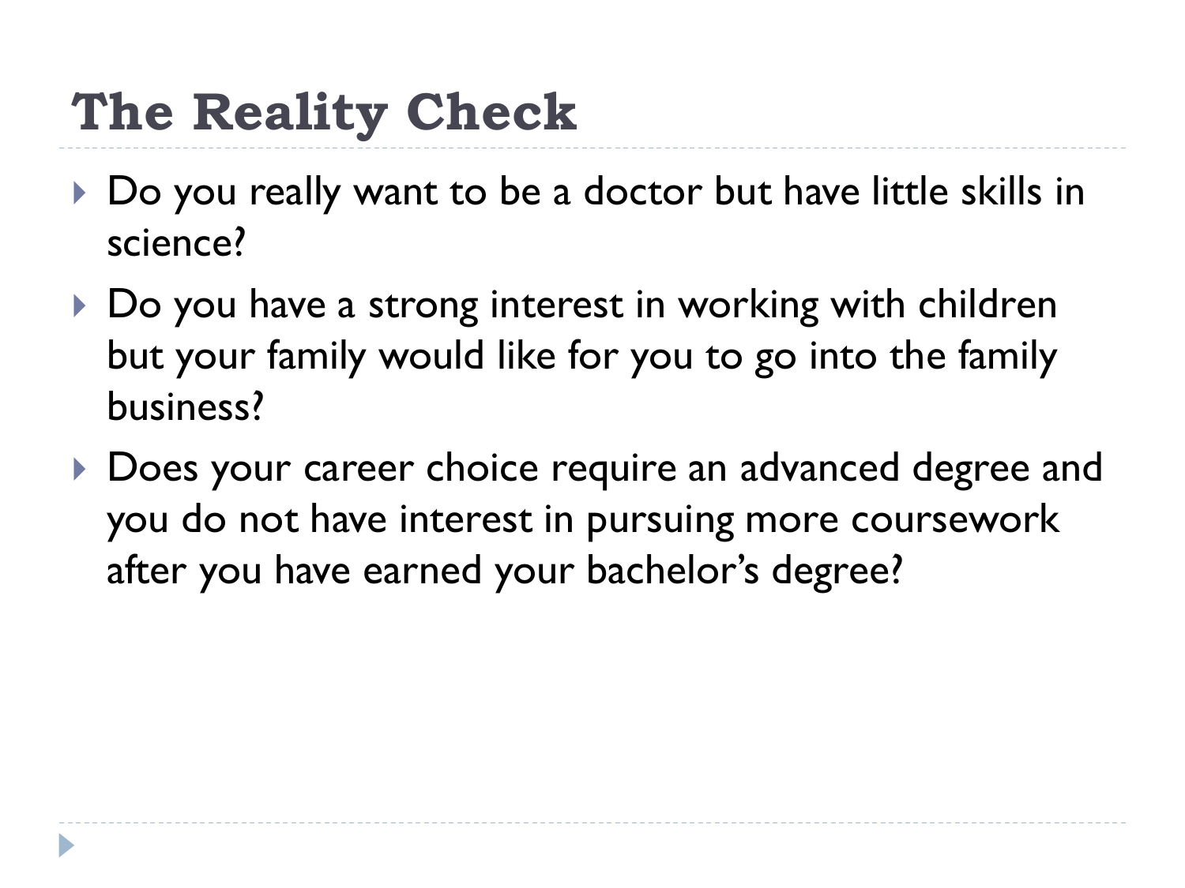# The Reality Check

- Do you really want to be a doctor but have little skills in science?
- Do you have a strong interest in working with children but your family would like for you to go into the family business?
- Does your career choice require an advanced degree and you do not have interest in pursuing more coursework after you have earned your bachelor's degree?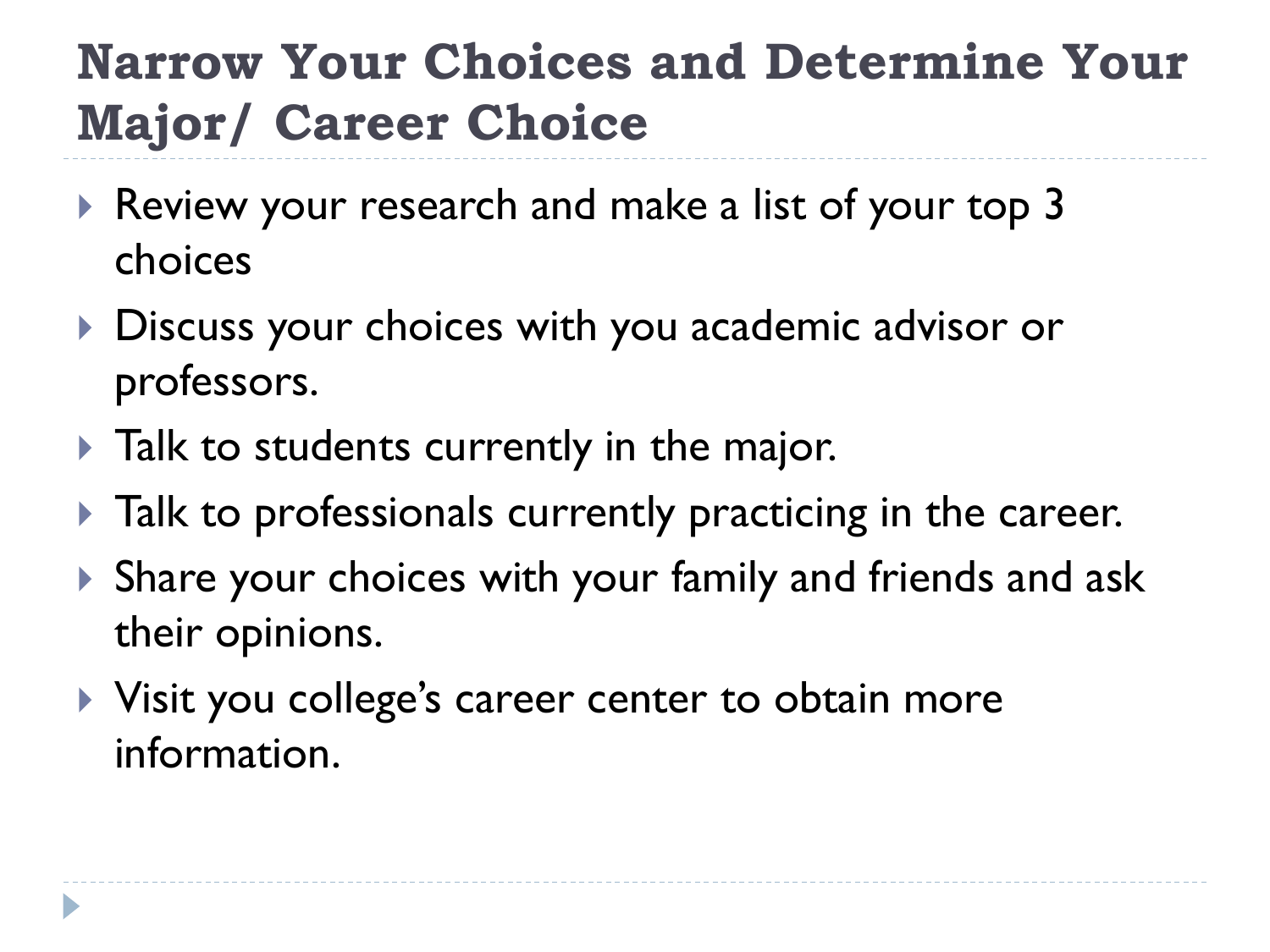# Narrow Your Choices and Determine Your Major/ Career Choice

- Review your research and make a list of your top 3 choices
- Discuss your choices with you academic advisor or professors.
- Talk to students currently in the major.
- Talk to professionals currently practicing in the career.
- Share your choices with your family and friends and ask their opinions.
- Visit you college's career center to obtain more information.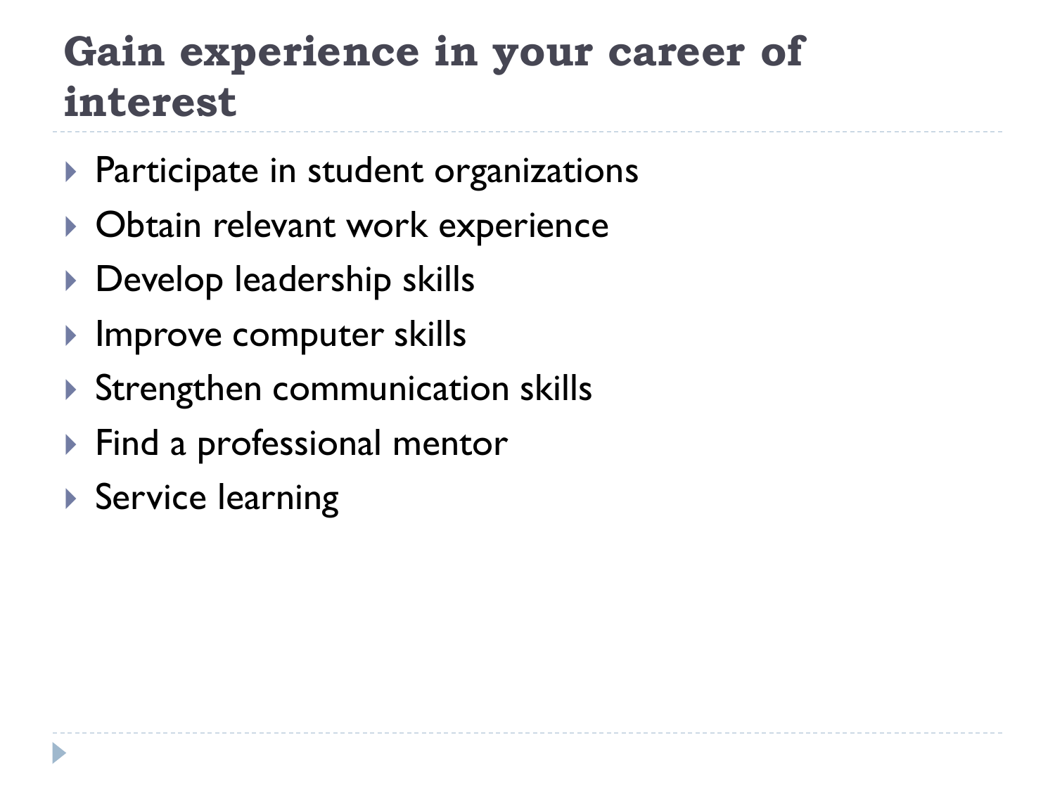# Gain experience in your career of interest

- Participate in student organizations
- Obtain relevant work experience
- Develop leadership skills
- Improve computer skills
- Strengthen communication skills
- Find a professional mentor
- Service learning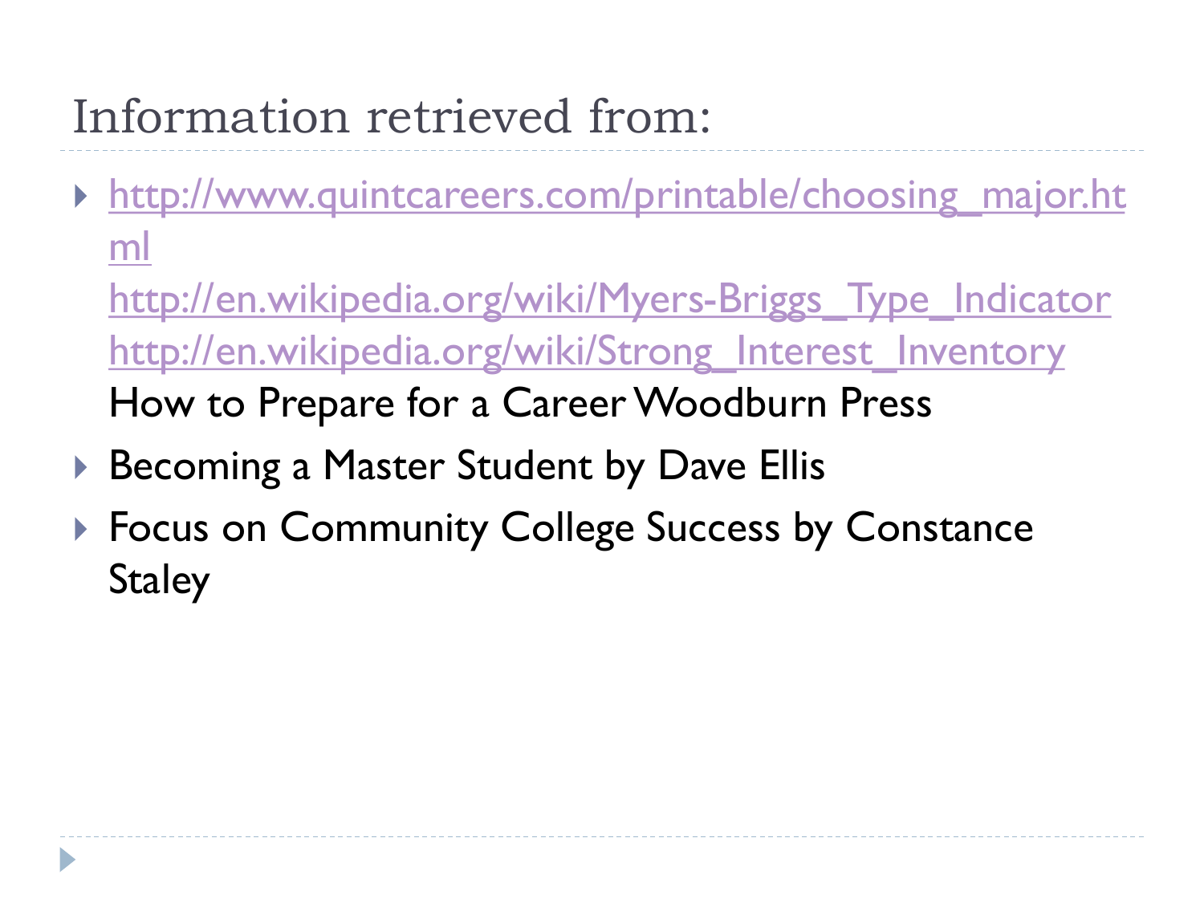# Information retrieved from:

- http://www.quintcareers.com/printable/choosing_major.html
  http://en.wikipedia.org/wiki/Myers-Briggs_Type_Indicator
  http://en.wikipedia.org/wiki/Strong_Interest_Inventory
  How to Prepare for a Career Woodburn Press
- Becoming a Master Student by Dave Ellis
- Focus on Community College Success by Constance Staley